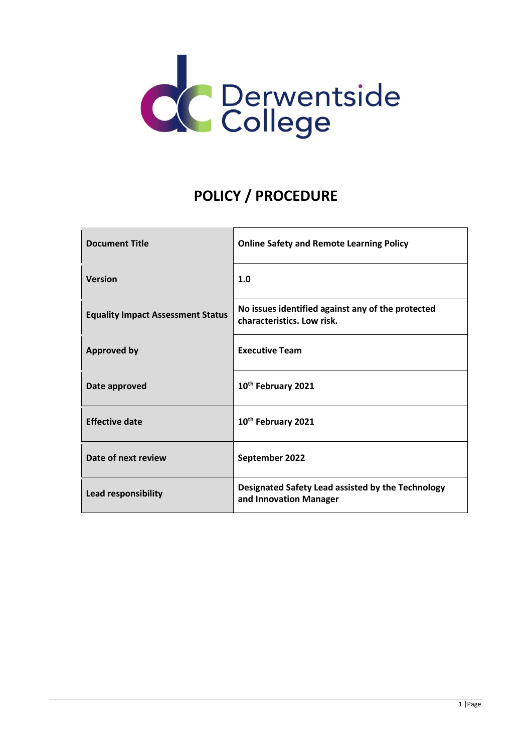Derwentside College

# POLICY / PROCEDURE

| Document Title | Online Safety and Remote Learning Policy |
|---|---|
| Version | 1.0 |
| Equality Impact Assessment Status | No issues identified against any of the protected characteristics. Low risk. |
| Approved by | Executive Team |
| Date approved | 10th February 2021 |
| Effective date | 10th February 2021 |
| Date of next review | September 2022 |
| Lead responsibility | Designated Safety Lead assisted by the Technology and Innovation Manager |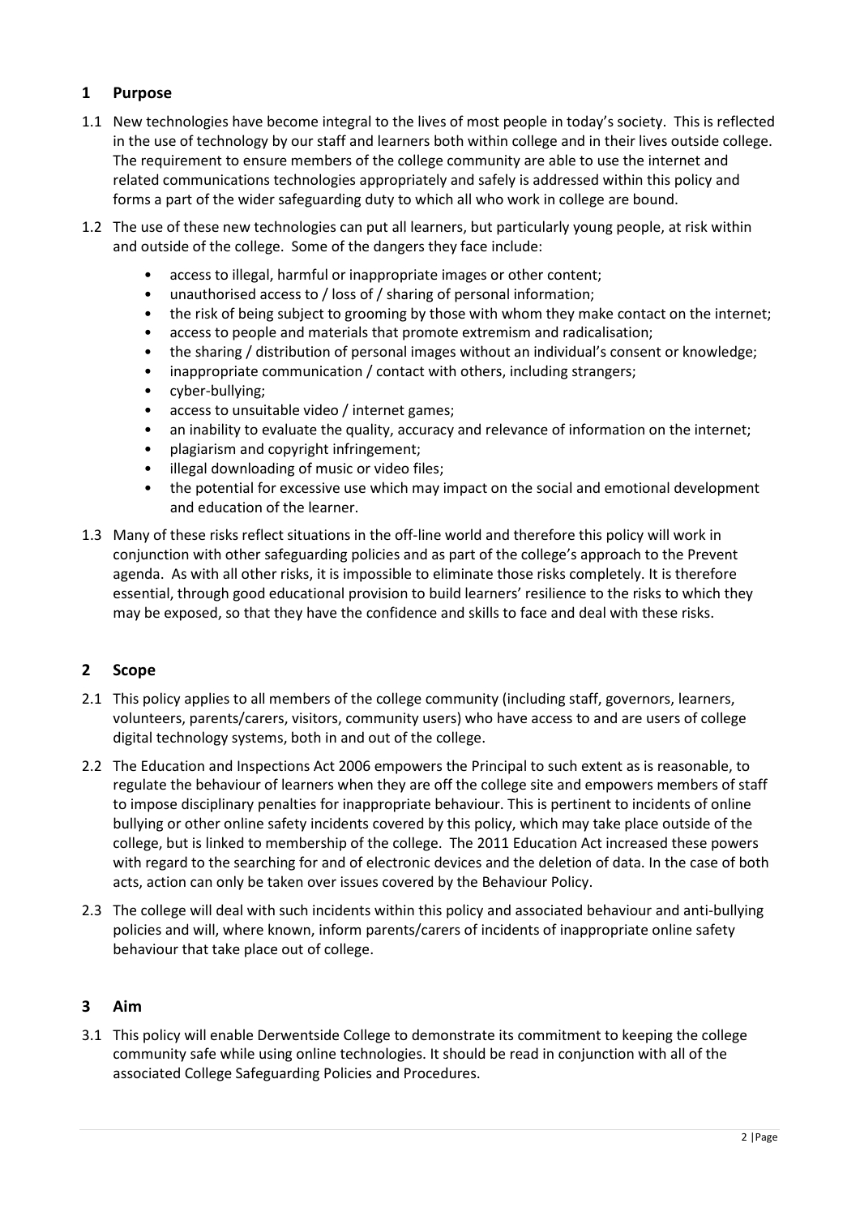## 1 Purpose

1.1 New technologies have become integral to the lives of most people in today's society. This is reflected in the use of technology by our staff and learners both within college and in their lives outside college. The requirement to ensure members of the college community are able to use the internet and related communications technologies appropriately and safely is addressed within this policy and forms a part of the wider safeguarding duty to which all who work in college are bound.

1.2 The use of these new technologies can put all learners, but particularly young people, at risk within and outside of the college. Some of the dangers they face include:

- access to illegal, harmful or inappropriate images or other content;
- unauthorised access to / loss of / sharing of personal information;
- the risk of being subject to grooming by those with whom they make contact on the internet;
- access to people and materials that promote extremism and radicalisation;
- the sharing / distribution of personal images without an individual's consent or knowledge;
- inappropriate communication / contact with others, including strangers;
- cyber-bullying;
- access to unsuitable video / internet games;
- an inability to evaluate the quality, accuracy and relevance of information on the internet;
- plagiarism and copyright infringement;
- illegal downloading of music or video files;
- the potential for excessive use which may impact on the social and emotional development and education of the learner.

1.3 Many of these risks reflect situations in the off-line world and therefore this policy will work in conjunction with other safeguarding policies and as part of the college's approach to the Prevent agenda. As with all other risks, it is impossible to eliminate those risks completely. It is therefore essential, through good educational provision to build learners' resilience to the risks to which they may be exposed, so that they have the confidence and skills to face and deal with these risks.

## 2 Scope

2.1 This policy applies to all members of the college community (including staff, governors, learners, volunteers, parents/carers, visitors, community users) who have access to and are users of college digital technology systems, both in and out of the college.

2.2 The Education and Inspections Act 2006 empowers the Principal to such extent as is reasonable, to regulate the behaviour of learners when they are off the college site and empowers members of staff to impose disciplinary penalties for inappropriate behaviour. This is pertinent to incidents of online bullying or other online safety incidents covered by this policy, which may take place outside of the college, but is linked to membership of the college. The 2011 Education Act increased these powers with regard to the searching for and of electronic devices and the deletion of data. In the case of both acts, action can only be taken over issues covered by the Behaviour Policy.

2.3 The college will deal with such incidents within this policy and associated behaviour and anti-bullying policies and will, where known, inform parents/carers of incidents of inappropriate online safety behaviour that take place out of college.

## 3 Aim

3.1 This policy will enable Derwentside College to demonstrate its commitment to keeping the college community safe while using online technologies. It should be read in conjunction with all of the associated College Safeguarding Policies and Procedures.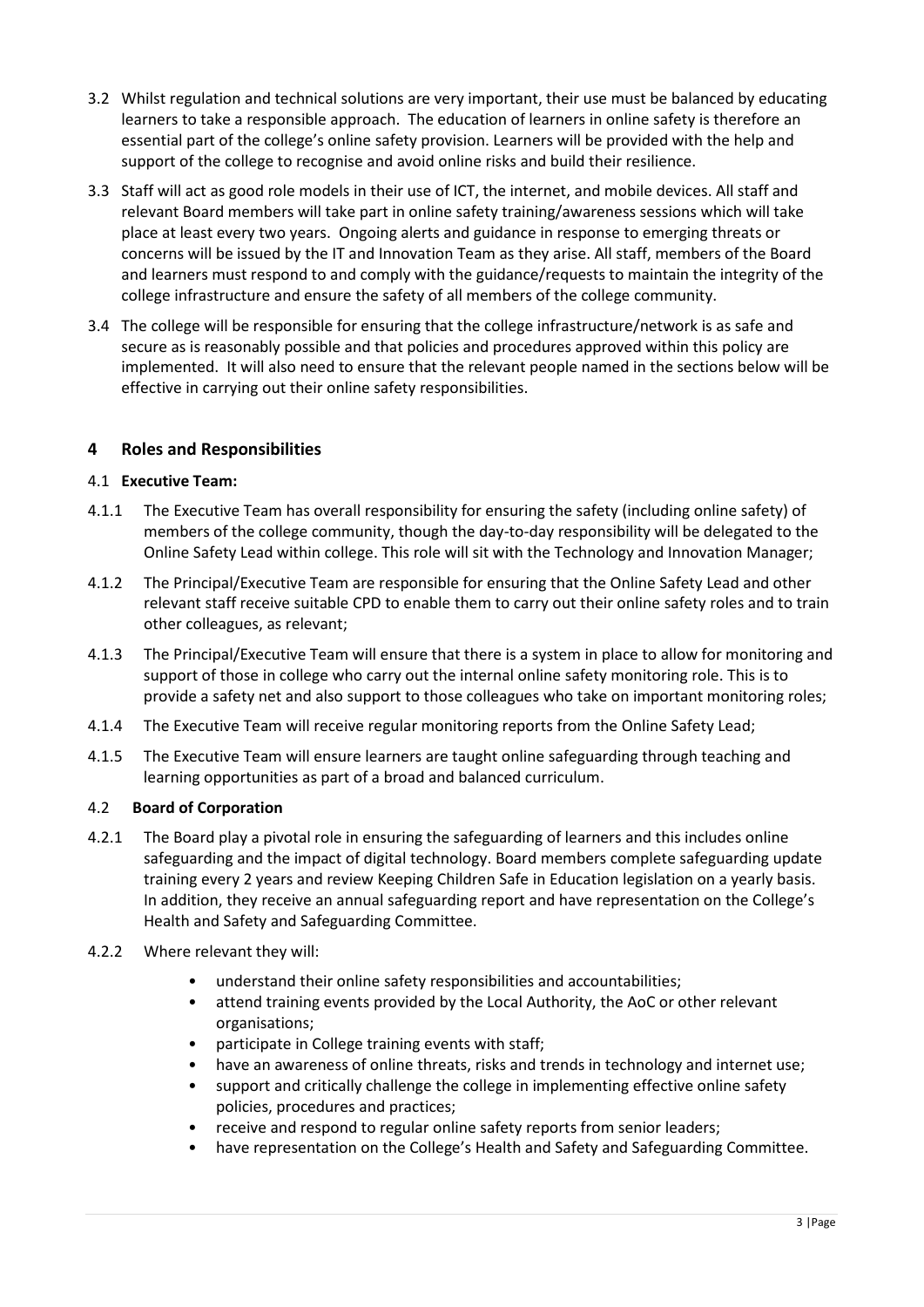3.2 Whilst regulation and technical solutions are very important, their use must be balanced by educating learners to take a responsible approach. The education of learners in online safety is therefore an essential part of the college's online safety provision. Learners will be provided with the help and support of the college to recognise and avoid online risks and build their resilience.

3.3 Staff will act as good role models in their use of ICT, the internet, and mobile devices. All staff and relevant Board members will take part in online safety training/awareness sessions which will take place at least every two years. Ongoing alerts and guidance in response to emerging threats or concerns will be issued by the IT and Innovation Team as they arise. All staff, members of the Board and learners must respond to and comply with the guidance/requests to maintain the integrity of the college infrastructure and ensure the safety of all members of the college community.

3.4 The college will be responsible for ensuring that the college infrastructure/network is as safe and secure as is reasonably possible and that policies and procedures approved within this policy are implemented. It will also need to ensure that the relevant people named in the sections below will be effective in carrying out their online safety responsibilities.

## 4 Roles and Responsibilities

### 4.1 Executive Team:

4.1.1 The Executive Team has overall responsibility for ensuring the safety (including online safety) of members of the college community, though the day-to-day responsibility will be delegated to the Online Safety Lead within college. This role will sit with the Technology and Innovation Manager;

4.1.2 The Principal/Executive Team are responsible for ensuring that the Online Safety Lead and other relevant staff receive suitable CPD to enable them to carry out their online safety roles and to train other colleagues, as relevant;

4.1.3 The Principal/Executive Team will ensure that there is a system in place to allow for monitoring and support of those in college who carry out the internal online safety monitoring role. This is to provide a safety net and also support to those colleagues who take on important monitoring roles;

4.1.4 The Executive Team will receive regular monitoring reports from the Online Safety Lead;

4.1.5 The Executive Team will ensure learners are taught online safeguarding through teaching and learning opportunities as part of a broad and balanced curriculum.

### 4.2 Board of Corporation

4.2.1 The Board play a pivotal role in ensuring the safeguarding of learners and this includes online safeguarding and the impact of digital technology. Board members complete safeguarding update training every 2 years and review Keeping Children Safe in Education legislation on a yearly basis. In addition, they receive an annual safeguarding report and have representation on the College's Health and Safety and Safeguarding Committee.

4.2.2 Where relevant they will:

- understand their online safety responsibilities and accountabilities;
- attend training events provided by the Local Authority, the AoC or other relevant organisations;
- participate in College training events with staff;
- have an awareness of online threats, risks and trends in technology and internet use;
- support and critically challenge the college in implementing effective online safety policies, procedures and practices;
- receive and respond to regular online safety reports from senior leaders;
- have representation on the College's Health and Safety and Safeguarding Committee.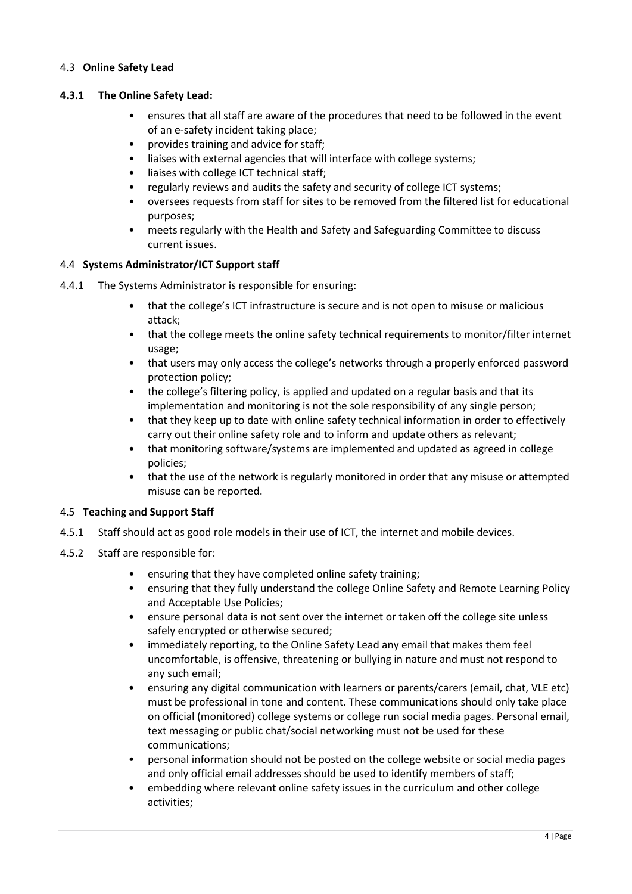### 4.3 **Online Safety Lead**

**4.3.1 The Online Safety Lead:**

- ensures that all staff are aware of the procedures that need to be followed in the event of an e-safety incident taking place;
- provides training and advice for staff;
- liaises with external agencies that will interface with college systems;
- liaises with college ICT technical staff;
- regularly reviews and audits the safety and security of college ICT systems;
- oversees requests from staff for sites to be removed from the filtered list for educational purposes;
- meets regularly with the Health and Safety and Safeguarding Committee to discuss current issues.

### 4.4 **Systems Administrator/ICT Support staff**

4.4.1 The Systems Administrator is responsible for ensuring:

- that the college's ICT infrastructure is secure and is not open to misuse or malicious attack;
- that the college meets the online safety technical requirements to monitor/filter internet usage;
- that users may only access the college's networks through a properly enforced password protection policy;
- the college's filtering policy, is applied and updated on a regular basis and that its implementation and monitoring is not the sole responsibility of any single person;
- that they keep up to date with online safety technical information in order to effectively carry out their online safety role and to inform and update others as relevant;
- that monitoring software/systems are implemented and updated as agreed in college policies;
- that the use of the network is regularly monitored in order that any misuse or attempted misuse can be reported.

### 4.5 **Teaching and Support Staff**

4.5.1 Staff should act as good role models in their use of ICT, the internet and mobile devices.

4.5.2 Staff are responsible for:

- ensuring that they have completed online safety training;
- ensuring that they fully understand the college Online Safety and Remote Learning Policy and Acceptable Use Policies;
- ensure personal data is not sent over the internet or taken off the college site unless safely encrypted or otherwise secured;
- immediately reporting, to the Online Safety Lead any email that makes them feel uncomfortable, is offensive, threatening or bullying in nature and must not respond to any such email;
- ensuring any digital communication with learners or parents/carers (email, chat, VLE etc) must be professional in tone and content. These communications should only take place on official (monitored) college systems or college run social media pages. Personal email, text messaging or public chat/social networking must not be used for these communications;
- personal information should not be posted on the college website or social media pages and only official email addresses should be used to identify members of staff;
- embedding where relevant online safety issues in the curriculum and other college activities;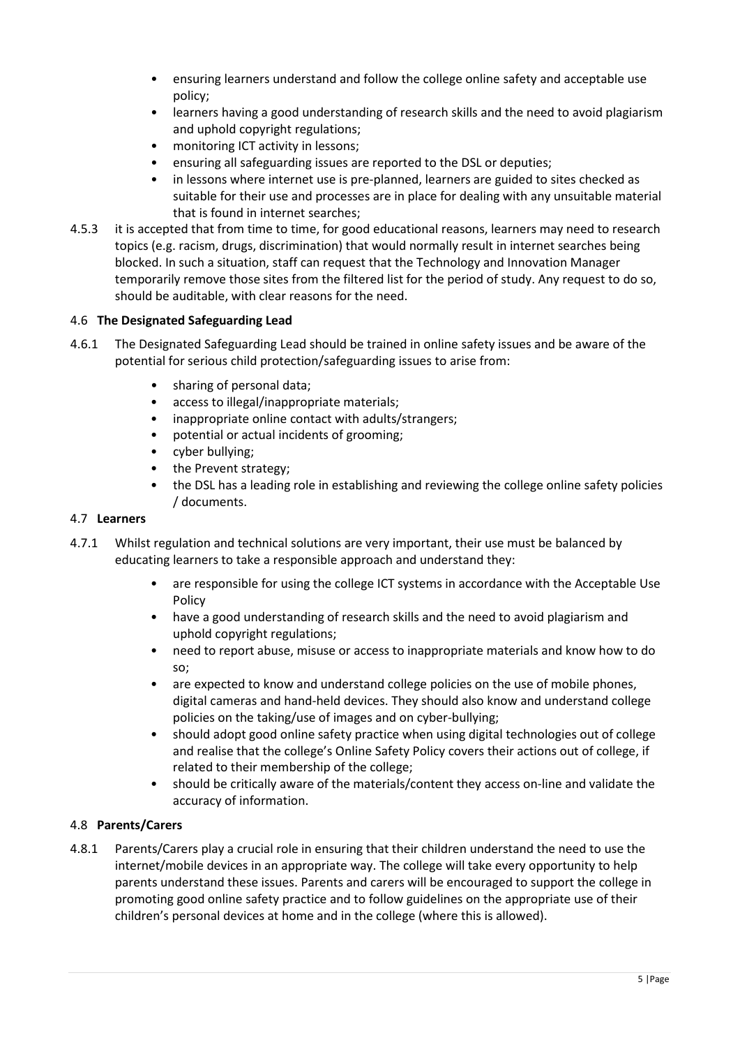- ensuring learners understand and follow the college online safety and acceptable use policy;
- learners having a good understanding of research skills and the need to avoid plagiarism and uphold copyright regulations;
- monitoring ICT activity in lessons;
- ensuring all safeguarding issues are reported to the DSL or deputies;
- in lessons where internet use is pre-planned, learners are guided to sites checked as suitable for their use and processes are in place for dealing with any unsuitable material that is found in internet searches;

4.5.3 it is accepted that from time to time, for good educational reasons, learners may need to research topics (e.g. racism, drugs, discrimination) that would normally result in internet searches being blocked. In such a situation, staff can request that the Technology and Innovation Manager temporarily remove those sites from the filtered list for the period of study. Any request to do so, should be auditable, with clear reasons for the need.

### 4.6 **The Designated Safeguarding Lead**

4.6.1 The Designated Safeguarding Lead should be trained in online safety issues and be aware of the potential for serious child protection/safeguarding issues to arise from:

- sharing of personal data;
- access to illegal/inappropriate materials;
- inappropriate online contact with adults/strangers;
- potential or actual incidents of grooming;
- cyber bullying;
- the Prevent strategy;
- the DSL has a leading role in establishing and reviewing the college online safety policies / documents.

### 4.7 **Learners**

4.7.1 Whilst regulation and technical solutions are very important, their use must be balanced by educating learners to take a responsible approach and understand they:

- are responsible for using the college ICT systems in accordance with the Acceptable Use Policy
- have a good understanding of research skills and the need to avoid plagiarism and uphold copyright regulations;
- need to report abuse, misuse or access to inappropriate materials and know how to do so;
- are expected to know and understand college policies on the use of mobile phones, digital cameras and hand-held devices. They should also know and understand college policies on the taking/use of images and on cyber-bullying;
- should adopt good online safety practice when using digital technologies out of college and realise that the college's Online Safety Policy covers their actions out of college, if related to their membership of the college;
- should be critically aware of the materials/content they access on-line and validate the accuracy of information.

### 4.8 **Parents/Carers**

4.8.1 Parents/Carers play a crucial role in ensuring that their children understand the need to use the internet/mobile devices in an appropriate way. The college will take every opportunity to help parents understand these issues. Parents and carers will be encouraged to support the college in promoting good online safety practice and to follow guidelines on the appropriate use of their children's personal devices at home and in the college (where this is allowed).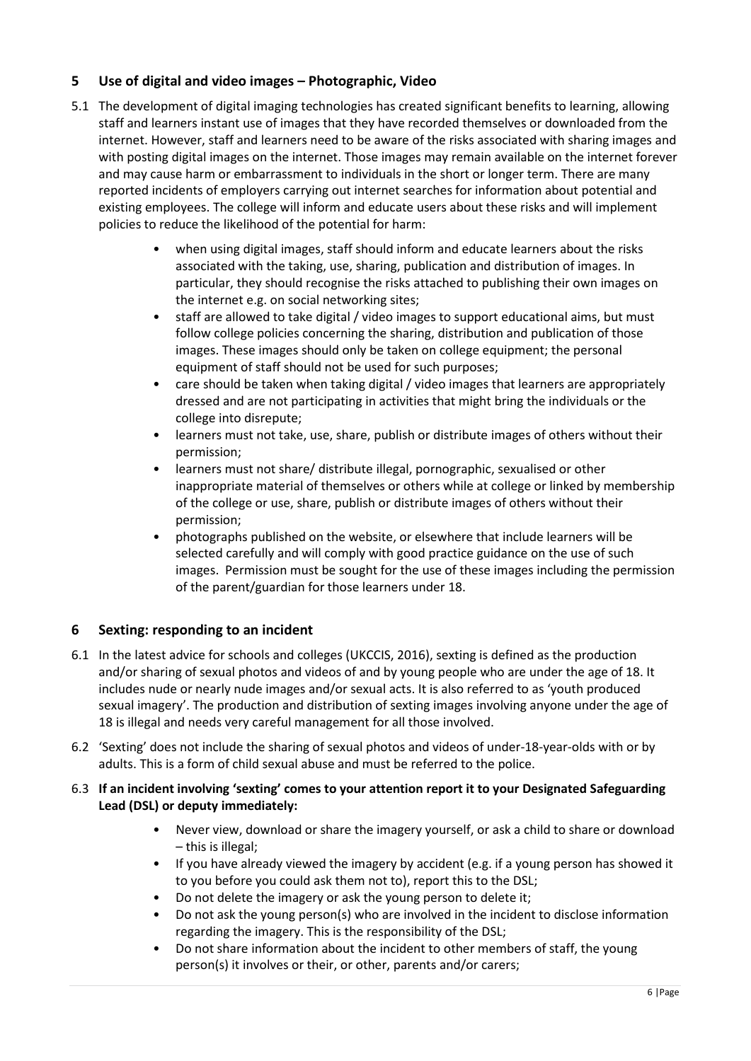## 5 Use of digital and video images – Photographic, Video

5.1 The development of digital imaging technologies has created significant benefits to learning, allowing staff and learners instant use of images that they have recorded themselves or downloaded from the internet. However, staff and learners need to be aware of the risks associated with sharing images and with posting digital images on the internet. Those images may remain available on the internet forever and may cause harm or embarrassment to individuals in the short or longer term. There are many reported incidents of employers carrying out internet searches for information about potential and existing employees. The college will inform and educate users about these risks and will implement policies to reduce the likelihood of the potential for harm:

- when using digital images, staff should inform and educate learners about the risks associated with the taking, use, sharing, publication and distribution of images. In particular, they should recognise the risks attached to publishing their own images on the internet e.g. on social networking sites;
- staff are allowed to take digital / video images to support educational aims, but must follow college policies concerning the sharing, distribution and publication of those images. These images should only be taken on college equipment; the personal equipment of staff should not be used for such purposes;
- care should be taken when taking digital / video images that learners are appropriately dressed and are not participating in activities that might bring the individuals or the college into disrepute;
- learners must not take, use, share, publish or distribute images of others without their permission;
- learners must not share/ distribute illegal, pornographic, sexualised or other inappropriate material of themselves or others while at college or linked by membership of the college or use, share, publish or distribute images of others without their permission;
- photographs published on the website, or elsewhere that include learners will be selected carefully and will comply with good practice guidance on the use of such images. Permission must be sought for the use of these images including the permission of the parent/guardian for those learners under 18.

## 6 Sexting: responding to an incident

6.1 In the latest advice for schools and colleges (UKCCIS, 2016), sexting is defined as the production and/or sharing of sexual photos and videos of and by young people who are under the age of 18. It includes nude or nearly nude images and/or sexual acts. It is also referred to as 'youth produced sexual imagery'. The production and distribution of sexting images involving anyone under the age of 18 is illegal and needs very careful management for all those involved.

6.2 'Sexting' does not include the sharing of sexual photos and videos of under-18-year-olds with or by adults. This is a form of child sexual abuse and must be referred to the police.

6.3 **If an incident involving 'sexting' comes to your attention report it to your Designated Safeguarding Lead (DSL) or deputy immediately:**

- Never view, download or share the imagery yourself, or ask a child to share or download – this is illegal;
- If you have already viewed the imagery by accident (e.g. if a young person has showed it to you before you could ask them not to), report this to the DSL;
- Do not delete the imagery or ask the young person to delete it;
- Do not ask the young person(s) who are involved in the incident to disclose information regarding the imagery. This is the responsibility of the DSL;
- Do not share information about the incident to other members of staff, the young person(s) it involves or their, or other, parents and/or carers;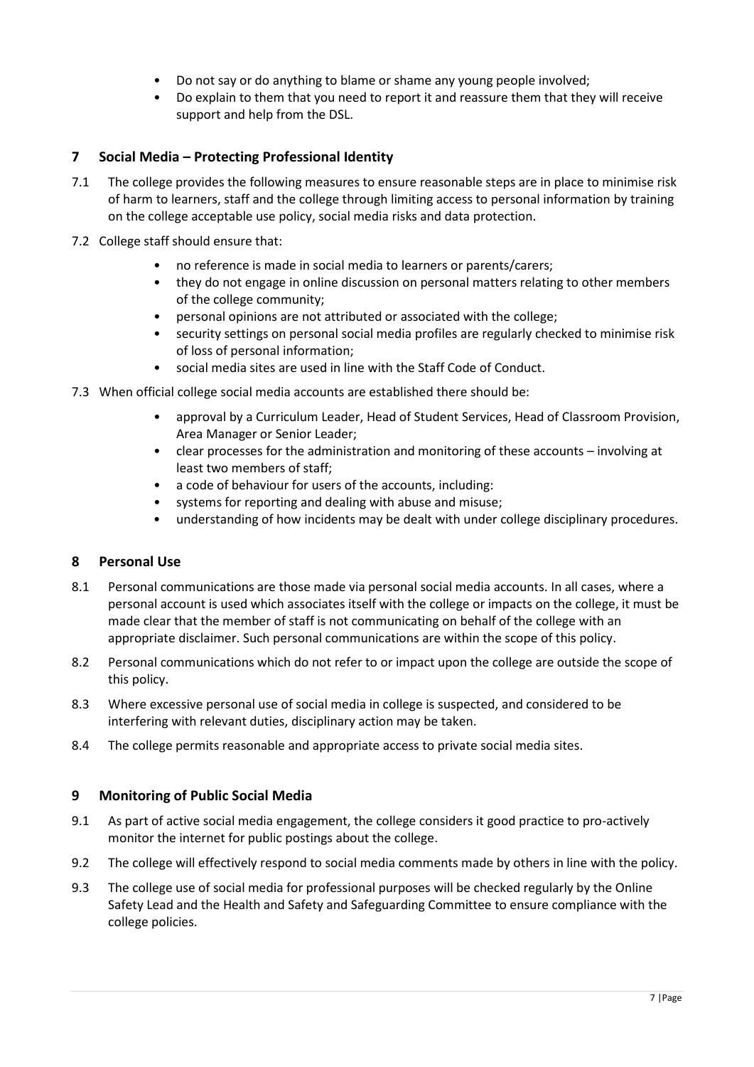- Do not say or do anything to blame or shame any young people involved;
- Do explain to them that you need to report it and reassure them that they will receive support and help from the DSL.

## 7 Social Media – Protecting Professional Identity

7.1 The college provides the following measures to ensure reasonable steps are in place to minimise risk of harm to learners, staff and the college through limiting access to personal information by training on the college acceptable use policy, social media risks and data protection.

7.2 College staff should ensure that:

- no reference is made in social media to learners or parents/carers;
- they do not engage in online discussion on personal matters relating to other members of the college community;
- personal opinions are not attributed or associated with the college;
- security settings on personal social media profiles are regularly checked to minimise risk of loss of personal information;
- social media sites are used in line with the Staff Code of Conduct.

7.3 When official college social media accounts are established there should be:

- approval by a Curriculum Leader, Head of Student Services, Head of Classroom Provision, Area Manager or Senior Leader;
- clear processes for the administration and monitoring of these accounts – involving at least two members of staff;
- a code of behaviour for users of the accounts, including:
- systems for reporting and dealing with abuse and misuse;
- understanding of how incidents may be dealt with under college disciplinary procedures.

## 8 Personal Use

8.1 Personal communications are those made via personal social media accounts. In all cases, where a personal account is used which associates itself with the college or impacts on the college, it must be made clear that the member of staff is not communicating on behalf of the college with an appropriate disclaimer. Such personal communications are within the scope of this policy.

8.2 Personal communications which do not refer to or impact upon the college are outside the scope of this policy.

8.3 Where excessive personal use of social media in college is suspected, and considered to be interfering with relevant duties, disciplinary action may be taken.

8.4 The college permits reasonable and appropriate access to private social media sites.

## 9 Monitoring of Public Social Media

9.1 As part of active social media engagement, the college considers it good practice to pro-actively monitor the internet for public postings about the college.

9.2 The college will effectively respond to social media comments made by others in line with the policy.

9.3 The college use of social media for professional purposes will be checked regularly by the Online Safety Lead and the Health and Safety and Safeguarding Committee to ensure compliance with the college policies.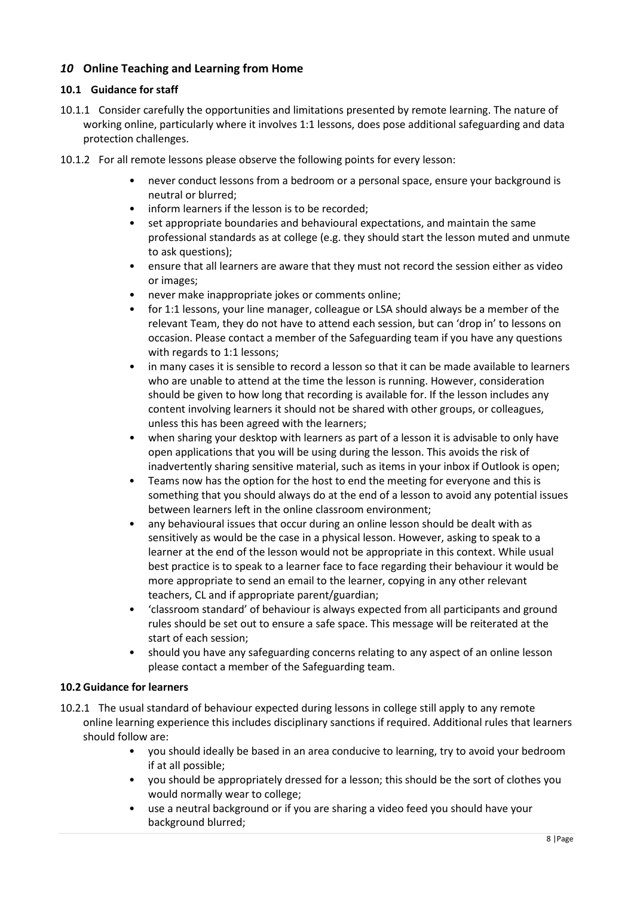## *10* Online Teaching and Learning from Home

### 10.1 Guidance for staff

10.1.1 Consider carefully the opportunities and limitations presented by remote learning. The nature of working online, particularly where it involves 1:1 lessons, does pose additional safeguarding and data protection challenges.

10.1.2 For all remote lessons please observe the following points for every lesson:

- never conduct lessons from a bedroom or a personal space, ensure your background is neutral or blurred;
- inform learners if the lesson is to be recorded;
- set appropriate boundaries and behavioural expectations, and maintain the same professional standards as at college (e.g. they should start the lesson muted and unmute to ask questions);
- ensure that all learners are aware that they must not record the session either as video or images;
- never make inappropriate jokes or comments online;
- for 1:1 lessons, your line manager, colleague or LSA should always be a member of the relevant Team, they do not have to attend each session, but can 'drop in' to lessons on occasion. Please contact a member of the Safeguarding team if you have any questions with regards to 1:1 lessons;
- in many cases it is sensible to record a lesson so that it can be made available to learners who are unable to attend at the time the lesson is running. However, consideration should be given to how long that recording is available for. If the lesson includes any content involving learners it should not be shared with other groups, or colleagues, unless this has been agreed with the learners;
- when sharing your desktop with learners as part of a lesson it is advisable to only have open applications that you will be using during the lesson. This avoids the risk of inadvertently sharing sensitive material, such as items in your inbox if Outlook is open;
- Teams now has the option for the host to end the meeting for everyone and this is something that you should always do at the end of a lesson to avoid any potential issues between learners left in the online classroom environment;
- any behavioural issues that occur during an online lesson should be dealt with as sensitively as would be the case in a physical lesson. However, asking to speak to a learner at the end of the lesson would not be appropriate in this context. While usual best practice is to speak to a learner face to face regarding their behaviour it would be more appropriate to send an email to the learner, copying in any other relevant teachers, CL and if appropriate parent/guardian;
- 'classroom standard' of behaviour is always expected from all participants and ground rules should be set out to ensure a safe space. This message will be reiterated at the start of each session;
- should you have any safeguarding concerns relating to any aspect of an online lesson please contact a member of the Safeguarding team.

### 10.2 Guidance for learners

10.2.1 The usual standard of behaviour expected during lessons in college still apply to any remote online learning experience this includes disciplinary sanctions if required. Additional rules that learners should follow are:

- you should ideally be based in an area conducive to learning, try to avoid your bedroom if at all possible;
- you should be appropriately dressed for a lesson; this should be the sort of clothes you would normally wear to college;
- use a neutral background or if you are sharing a video feed you should have your background blurred;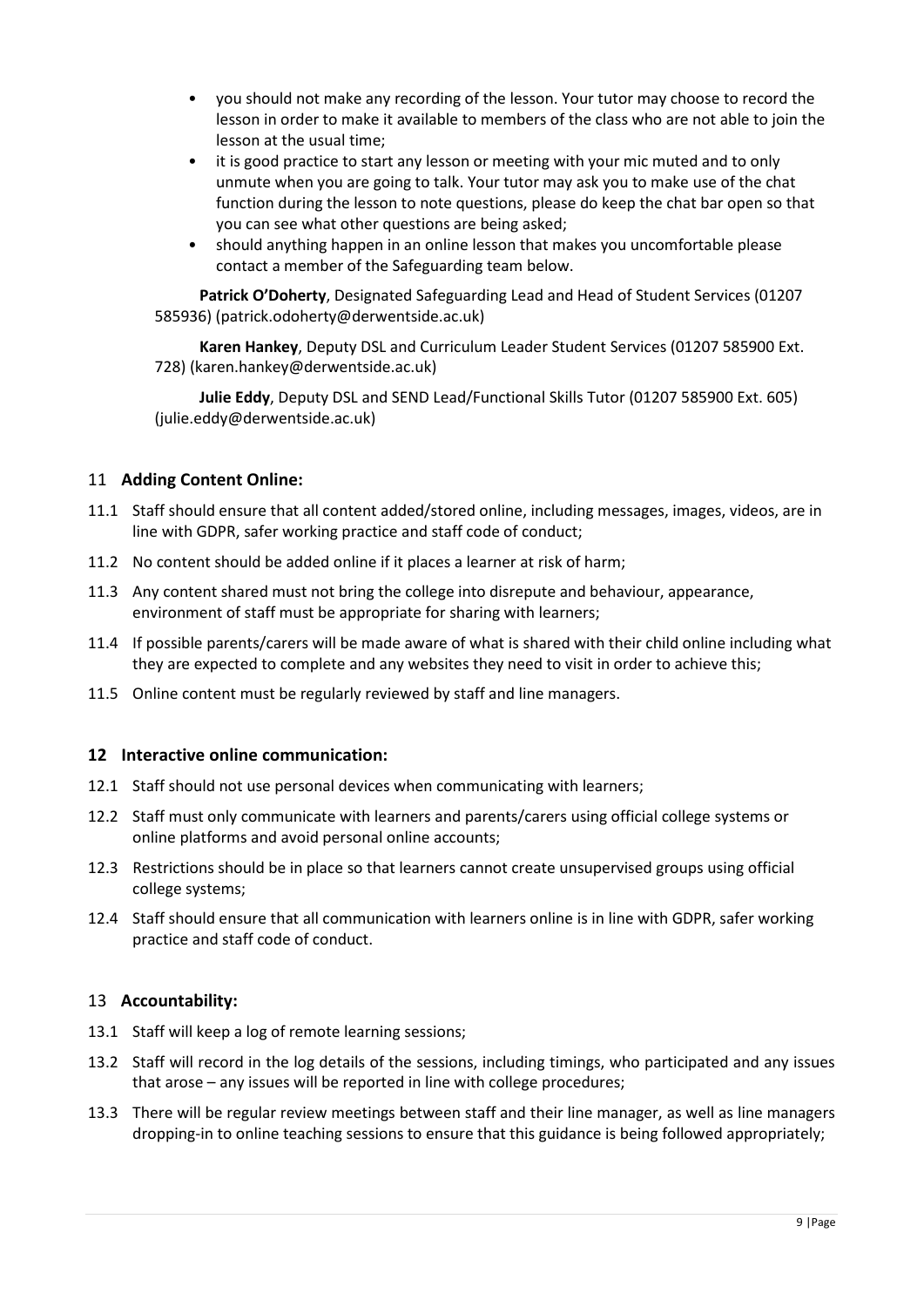- you should not make any recording of the lesson. Your tutor may choose to record the lesson in order to make it available to members of the class who are not able to join the lesson at the usual time;
- it is good practice to start any lesson or meeting with your mic muted and to only unmute when you are going to talk. Your tutor may ask you to make use of the chat function during the lesson to note questions, please do keep the chat bar open so that you can see what other questions are being asked;
- should anything happen in an online lesson that makes you uncomfortable please contact a member of the Safeguarding team below.

**Patrick O'Doherty**, Designated Safeguarding Lead and Head of Student Services (01207 585936) (patrick.odoherty@derwentside.ac.uk)

**Karen Hankey**, Deputy DSL and Curriculum Leader Student Services (01207 585900 Ext. 728) (karen.hankey@derwentside.ac.uk)

**Julie Eddy**, Deputy DSL and SEND Lead/Functional Skills Tutor (01207 585900 Ext. 605) (julie.eddy@derwentside.ac.uk)

## 11 **Adding Content Online:**

11.1 Staff should ensure that all content added/stored online, including messages, images, videos, are in line with GDPR, safer working practice and staff code of conduct;

11.2 No content should be added online if it places a learner at risk of harm;

11.3 Any content shared must not bring the college into disrepute and behaviour, appearance, environment of staff must be appropriate for sharing with learners;

11.4 If possible parents/carers will be made aware of what is shared with their child online including what they are expected to complete and any websites they need to visit in order to achieve this;

11.5 Online content must be regularly reviewed by staff and line managers.

## 12 **Interactive online communication:**

12.1 Staff should not use personal devices when communicating with learners;

12.2 Staff must only communicate with learners and parents/carers using official college systems or online platforms and avoid personal online accounts;

12.3 Restrictions should be in place so that learners cannot create unsupervised groups using official college systems;

12.4 Staff should ensure that all communication with learners online is in line with GDPR, safer working practice and staff code of conduct.

## 13 **Accountability:**

13.1 Staff will keep a log of remote learning sessions;

13.2 Staff will record in the log details of the sessions, including timings, who participated and any issues that arose – any issues will be reported in line with college procedures;

13.3 There will be regular review meetings between staff and their line manager, as well as line managers dropping-in to online teaching sessions to ensure that this guidance is being followed appropriately;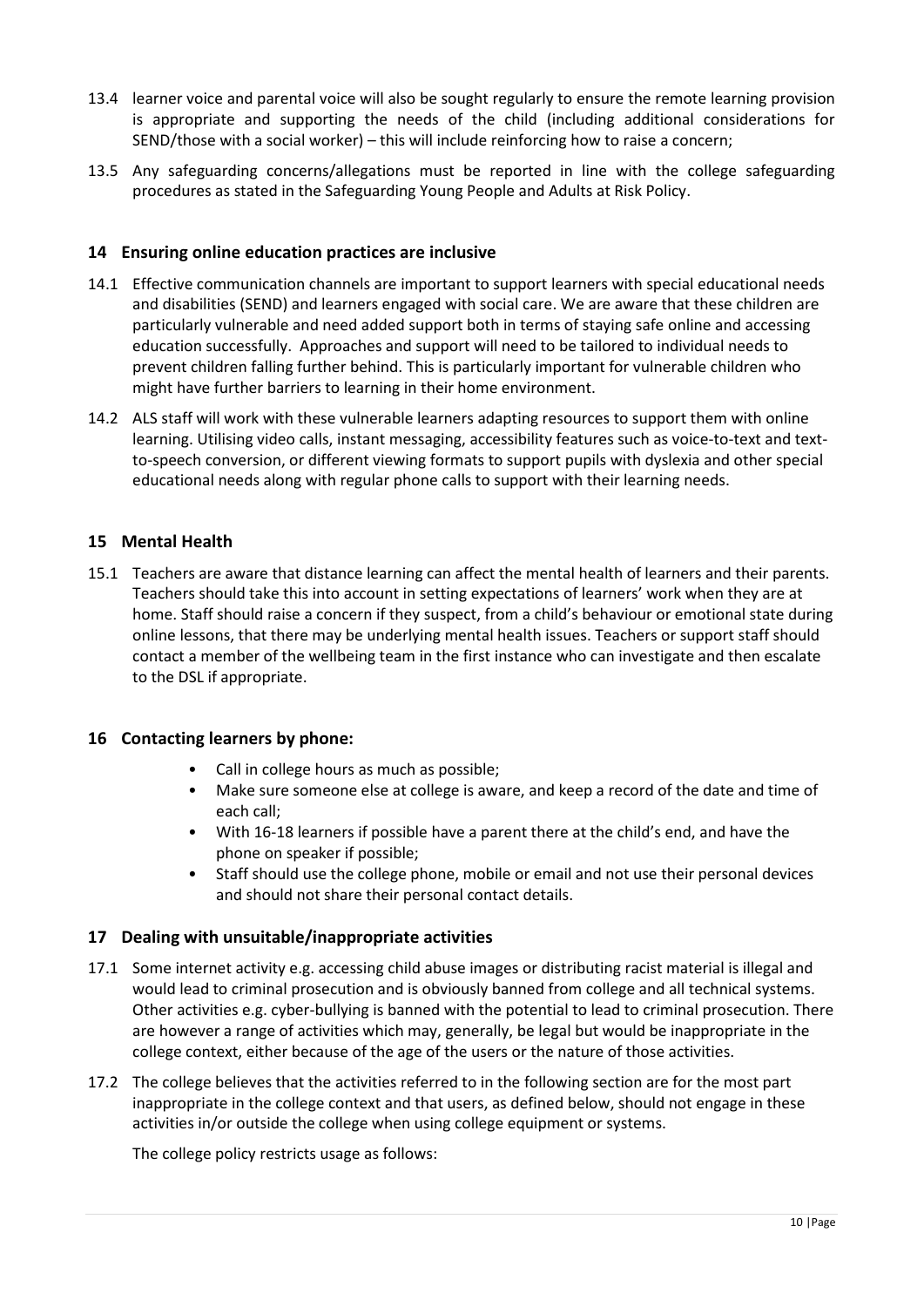13.4 learner voice and parental voice will also be sought regularly to ensure the remote learning provision is appropriate and supporting the needs of the child (including additional considerations for SEND/those with a social worker) – this will include reinforcing how to raise a concern;

13.5 Any safeguarding concerns/allegations must be reported in line with the college safeguarding procedures as stated in the Safeguarding Young People and Adults at Risk Policy.

## 14 Ensuring online education practices are inclusive

14.1 Effective communication channels are important to support learners with special educational needs and disabilities (SEND) and learners engaged with social care. We are aware that these children are particularly vulnerable and need added support both in terms of staying safe online and accessing education successfully. Approaches and support will need to be tailored to individual needs to prevent children falling further behind. This is particularly important for vulnerable children who might have further barriers to learning in their home environment.

14.2 ALS staff will work with these vulnerable learners adapting resources to support them with online learning. Utilising video calls, instant messaging, accessibility features such as voice-to-text and text-to-speech conversion, or different viewing formats to support pupils with dyslexia and other special educational needs along with regular phone calls to support with their learning needs.

## 15 Mental Health

15.1 Teachers are aware that distance learning can affect the mental health of learners and their parents. Teachers should take this into account in setting expectations of learners' work when they are at home. Staff should raise a concern if they suspect, from a child's behaviour or emotional state during online lessons, that there may be underlying mental health issues. Teachers or support staff should contact a member of the wellbeing team in the first instance who can investigate and then escalate to the DSL if appropriate.

## 16 Contacting learners by phone:

- Call in college hours as much as possible;
- Make sure someone else at college is aware, and keep a record of the date and time of each call;
- With 16-18 learners if possible have a parent there at the child's end, and have the phone on speaker if possible;
- Staff should use the college phone, mobile or email and not use their personal devices and should not share their personal contact details.

## 17 Dealing with unsuitable/inappropriate activities

17.1 Some internet activity e.g. accessing child abuse images or distributing racist material is illegal and would lead to criminal prosecution and is obviously banned from college and all technical systems. Other activities e.g. cyber-bullying is banned with the potential to lead to criminal prosecution. There are however a range of activities which may, generally, be legal but would be inappropriate in the college context, either because of the age of the users or the nature of those activities.

17.2 The college believes that the activities referred to in the following section are for the most part inappropriate in the college context and that users, as defined below, should not engage in these activities in/or outside the college when using college equipment or systems.

The college policy restricts usage as follows: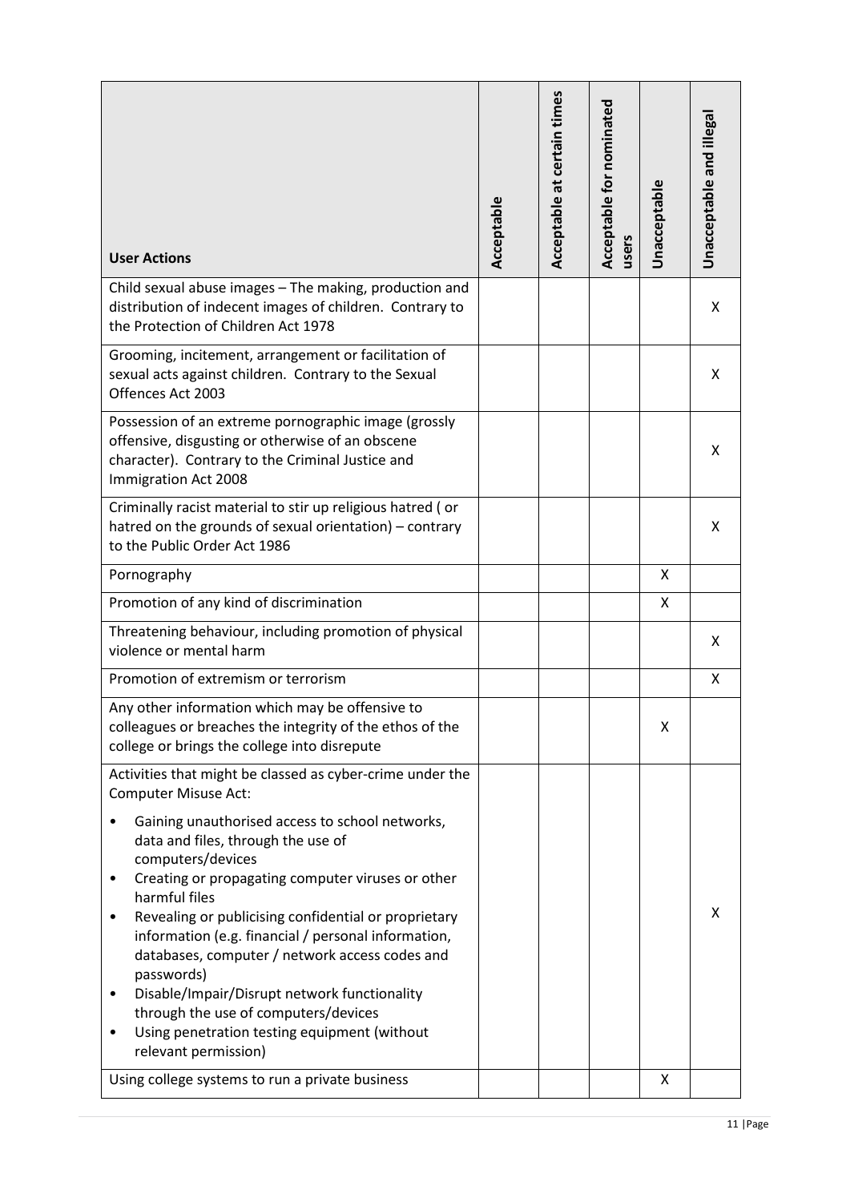| User Actions | Acceptable | Acceptable at certain times | Acceptable for nominated users | Unacceptable | Unacceptable and illegal |
|---|---|---|---|---|---|
| Child sexual abuse images – The making, production and distribution of indecent images of children. Contrary to the Protection of Children Act 1978 | | | | | X |
| Grooming, incitement, arrangement or facilitation of sexual acts against children. Contrary to the Sexual Offences Act 2003 | | | | | X |
| Possession of an extreme pornographic image (grossly offensive, disgusting or otherwise of an obscene character). Contrary to the Criminal Justice and Immigration Act 2008 | | | | | X |
| Criminally racist material to stir up religious hatred ( or hatred on the grounds of sexual orientation) – contrary to the Public Order Act 1986 | | | | | X |
| Pornography | | | | X | |
| Promotion of any kind of discrimination | | | | X | |
| Threatening behaviour, including promotion of physical violence or mental harm | | | | | X |
| Promotion of extremism or terrorism | | | | | X |
| Any other information which may be offensive to colleagues or breaches the integrity of the ethos of the college or brings the college into disrepute | | | | X | |
| Activities that might be classed as cyber-crime under the Computer Misuse Act:<br>• Gaining unauthorised access to school networks, data and files, through the use of computers/devices<br>• Creating or propagating computer viruses or other harmful files<br>• Revealing or publicising confidential or proprietary information (e.g. financial / personal information, databases, computer / network access codes and passwords)<br>• Disable/Impair/Disrupt network functionality through the use of computers/devices<br>• Using penetration testing equipment (without relevant permission) | | | | | X |
| Using college systems to run a private business | | | | X | |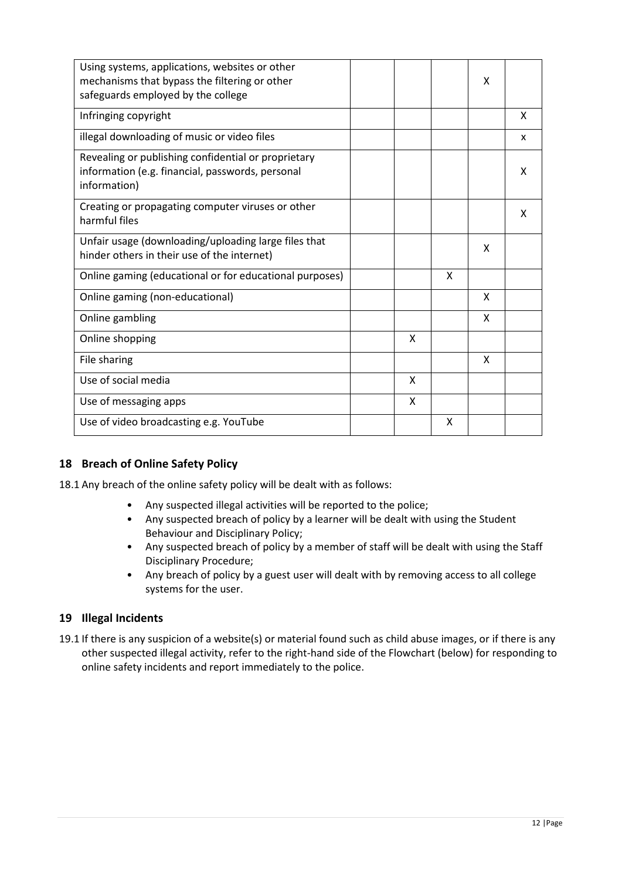| | | | | | |
|---|---|---|---|---|---|
| Using systems, applications, websites or other mechanisms that bypass the filtering or other safeguards employed by the college | | | | X | |
| Infringing copyright | | | | | X |
| illegal downloading of music or video files | | | | | x |
| Revealing or publishing confidential or proprietary information (e.g. financial, passwords, personal information) | | | | | X |
| Creating or propagating computer viruses or other harmful files | | | | | X |
| Unfair usage (downloading/uploading large files that hinder others in their use of the internet) | | | | X | |
| Online gaming (educational or for educational purposes) | | | X | | |
| Online gaming (non-educational) | | | | X | |
| Online gambling | | | | X | |
| Online shopping | | X | | | |
| File sharing | | | | X | |
| Use of social media | | X | | | |
| Use of messaging apps | | X | | | |
| Use of video broadcasting e.g. YouTube | | | X | | |

## 18 Breach of Online Safety Policy

18.1 Any breach of the online safety policy will be dealt with as follows:

- Any suspected illegal activities will be reported to the police;
- Any suspected breach of policy by a learner will be dealt with using the Student Behaviour and Disciplinary Policy;
- Any suspected breach of policy by a member of staff will be dealt with using the Staff Disciplinary Procedure;
- Any breach of policy by a guest user will dealt with by removing access to all college systems for the user.

## 19 Illegal Incidents

19.1 If there is any suspicion of a website(s) or material found such as child abuse images, or if there is any other suspected illegal activity, refer to the right-hand side of the Flowchart (below) for responding to online safety incidents and report immediately to the police.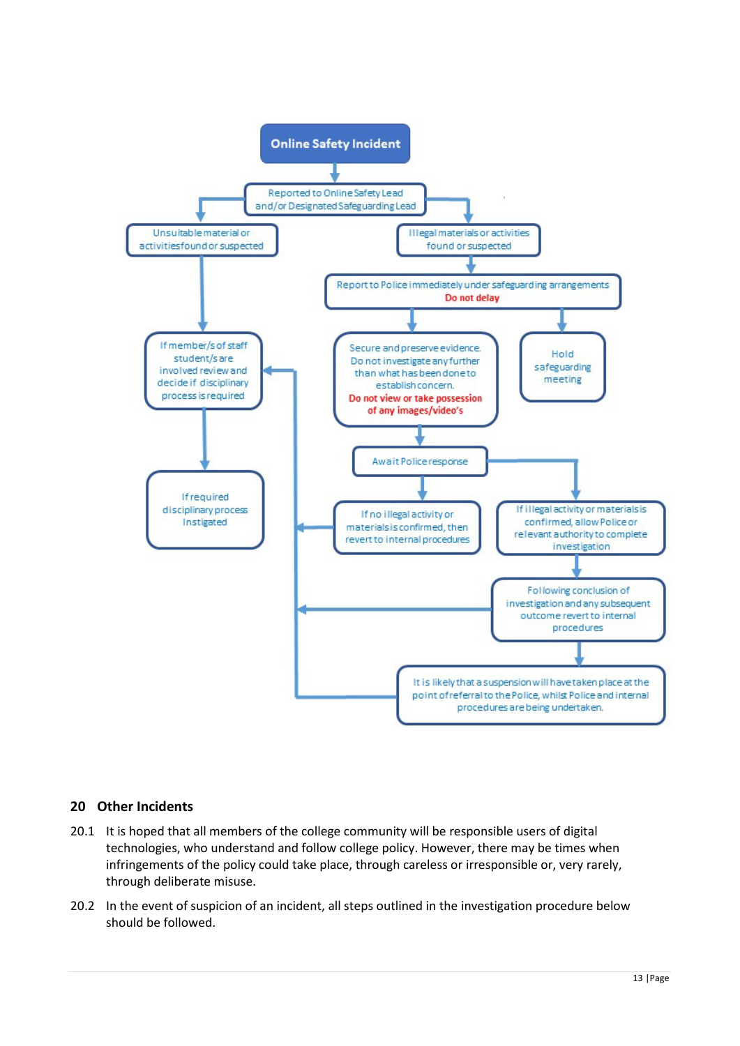Online Safety Incident

Reported to Online Safety Lead and/or Designated Safeguarding Lead

Unsuitable material or activities found or suspected

Illegal materials or activities found or suspected

Report to Police immediately under safeguarding arrangements
**Do not delay**

If member/s of staff student/s are involved review and decide if disciplinary process is required

Secure and preserve evidence. Do not investigate any further than what has been done to establish concern.
**Do not view or take possession of any images/video's**

Hold safeguarding meeting

Await Police response

If required disciplinary process Instigated

If no illegal activity or materials is confirmed, then revert to internal procedures

If illegal activity or materials is confirmed, allow Police or relevant authority to complete investigation

Following conclusion of investigation and any subsequent outcome revert to internal procedures

It is likely that a suspension will have taken place at the point of referral to the Police, whilst Police and internal procedures are being undertaken.

## 20 Other Incidents

20.1 It is hoped that all members of the college community will be responsible users of digital technologies, who understand and follow college policy. However, there may be times when infringements of the policy could take place, through careless or irresponsible or, very rarely, through deliberate misuse.

20.2 In the event of suspicion of an incident, all steps outlined in the investigation procedure below should be followed.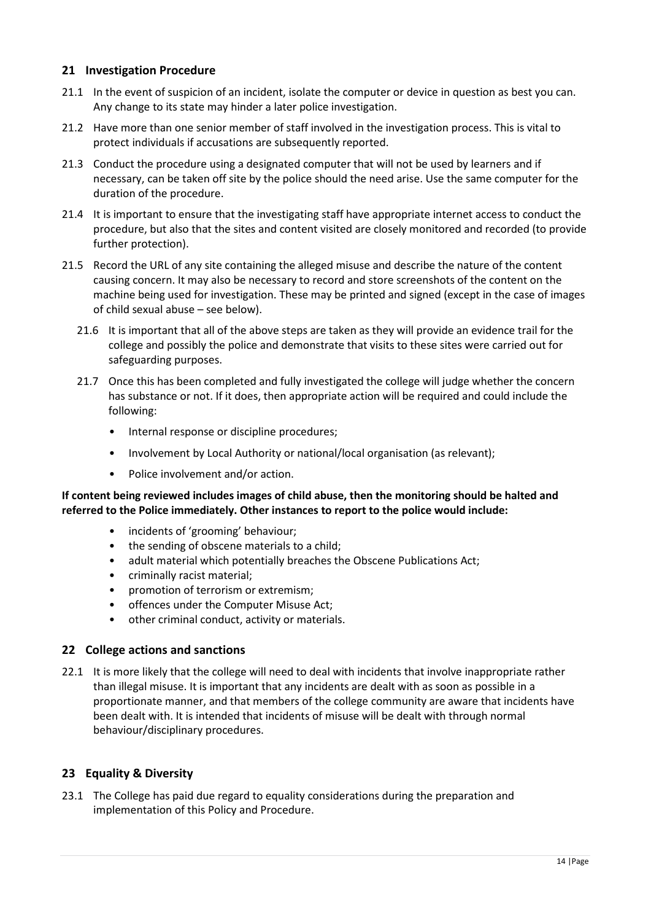## 21 Investigation Procedure

21.1 In the event of suspicion of an incident, isolate the computer or device in question as best you can. Any change to its state may hinder a later police investigation.

21.2 Have more than one senior member of staff involved in the investigation process. This is vital to protect individuals if accusations are subsequently reported.

21.3 Conduct the procedure using a designated computer that will not be used by learners and if necessary, can be taken off site by the police should the need arise. Use the same computer for the duration of the procedure.

21.4 It is important to ensure that the investigating staff have appropriate internet access to conduct the procedure, but also that the sites and content visited are closely monitored and recorded (to provide further protection).

21.5 Record the URL of any site containing the alleged misuse and describe the nature of the content causing concern. It may also be necessary to record and store screenshots of the content on the machine being used for investigation. These may be printed and signed (except in the case of images of child sexual abuse – see below).

21.6 It is important that all of the above steps are taken as they will provide an evidence trail for the college and possibly the police and demonstrate that visits to these sites were carried out for safeguarding purposes.

21.7 Once this has been completed and fully investigated the college will judge whether the concern has substance or not. If it does, then appropriate action will be required and could include the following:

- Internal response or discipline procedures;
- Involvement by Local Authority or national/local organisation (as relevant);
- Police involvement and/or action.

**If content being reviewed includes images of child abuse, then the monitoring should be halted and referred to the Police immediately. Other instances to report to the police would include:**

- incidents of 'grooming' behaviour;
- the sending of obscene materials to a child;
- adult material which potentially breaches the Obscene Publications Act;
- criminally racist material;
- promotion of terrorism or extremism;
- offences under the Computer Misuse Act;
- other criminal conduct, activity or materials.

## 22 College actions and sanctions

22.1 It is more likely that the college will need to deal with incidents that involve inappropriate rather than illegal misuse. It is important that any incidents are dealt with as soon as possible in a proportionate manner, and that members of the college community are aware that incidents have been dealt with. It is intended that incidents of misuse will be dealt with through normal behaviour/disciplinary procedures.

## 23 Equality & Diversity

23.1 The College has paid due regard to equality considerations during the preparation and implementation of this Policy and Procedure.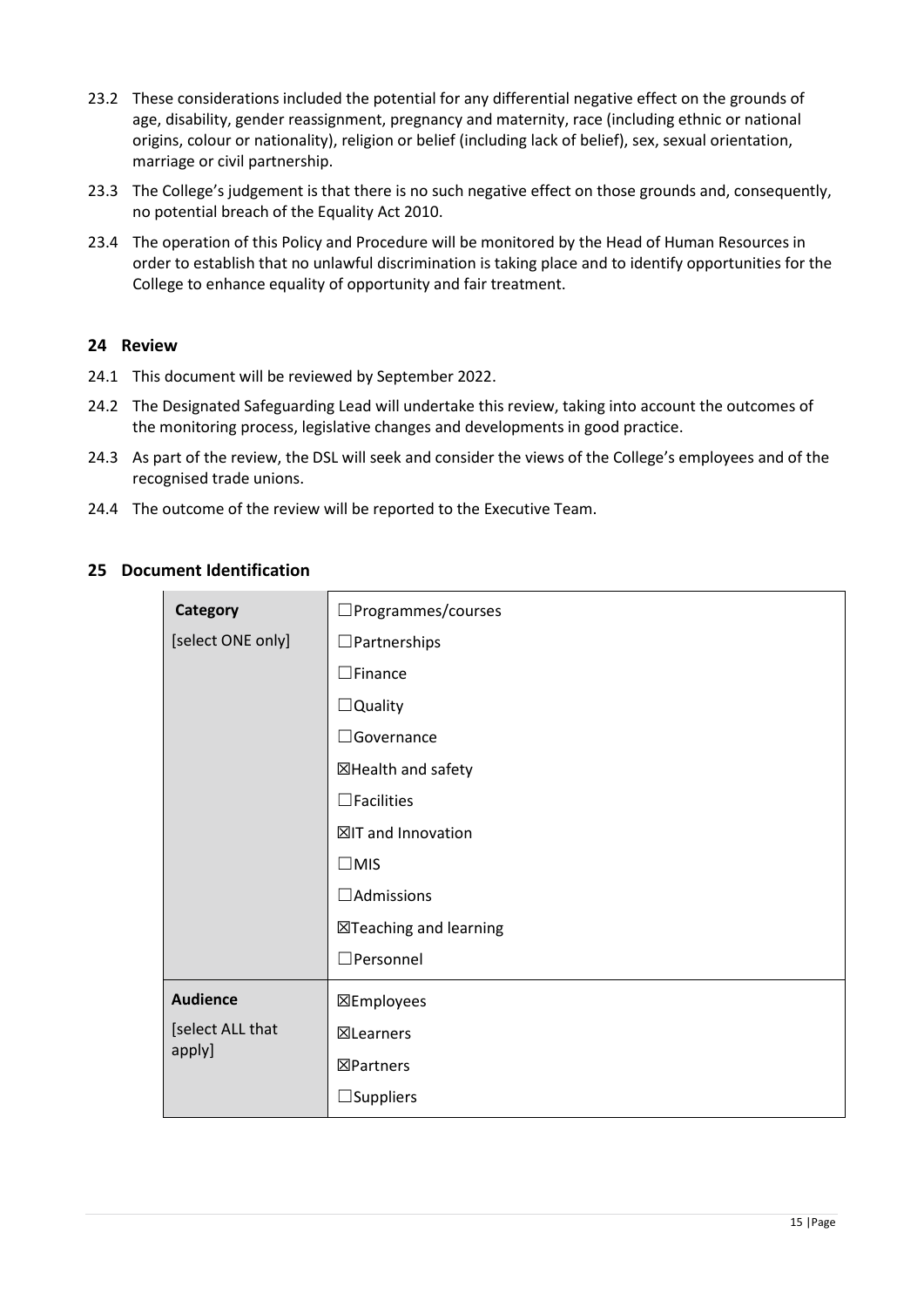23.2 These considerations included the potential for any differential negative effect on the grounds of age, disability, gender reassignment, pregnancy and maternity, race (including ethnic or national origins, colour or nationality), religion or belief (including lack of belief), sex, sexual orientation, marriage or civil partnership.

23.3 The College's judgement is that there is no such negative effect on those grounds and, consequently, no potential breach of the Equality Act 2010.

23.4 The operation of this Policy and Procedure will be monitored by the Head of Human Resources in order to establish that no unlawful discrimination is taking place and to identify opportunities for the College to enhance equality of opportunity and fair treatment.

## 24 Review

24.1 This document will be reviewed by September 2022.

24.2 The Designated Safeguarding Lead will undertake this review, taking into account the outcomes of the monitoring process, legislative changes and developments in good practice.

24.3 As part of the review, the DSL will seek and consider the views of the College's employees and of the recognised trade unions.

24.4 The outcome of the review will be reported to the Executive Team.

## 25 Document Identification

| | |
|---|---|
| **Category** [select ONE only] | ☐Programmes/courses<br>☐Partnerships<br>☐Finance<br>☐Quality<br>☐Governance<br>☒Health and safety<br>☐Facilities<br>☒IT and Innovation<br>☐MIS<br>☐Admissions<br>☒Teaching and learning<br>☐Personnel |
| **Audience** [select ALL that apply] | ☒Employees<br>☒Learners<br>☒Partners<br>☐Suppliers |